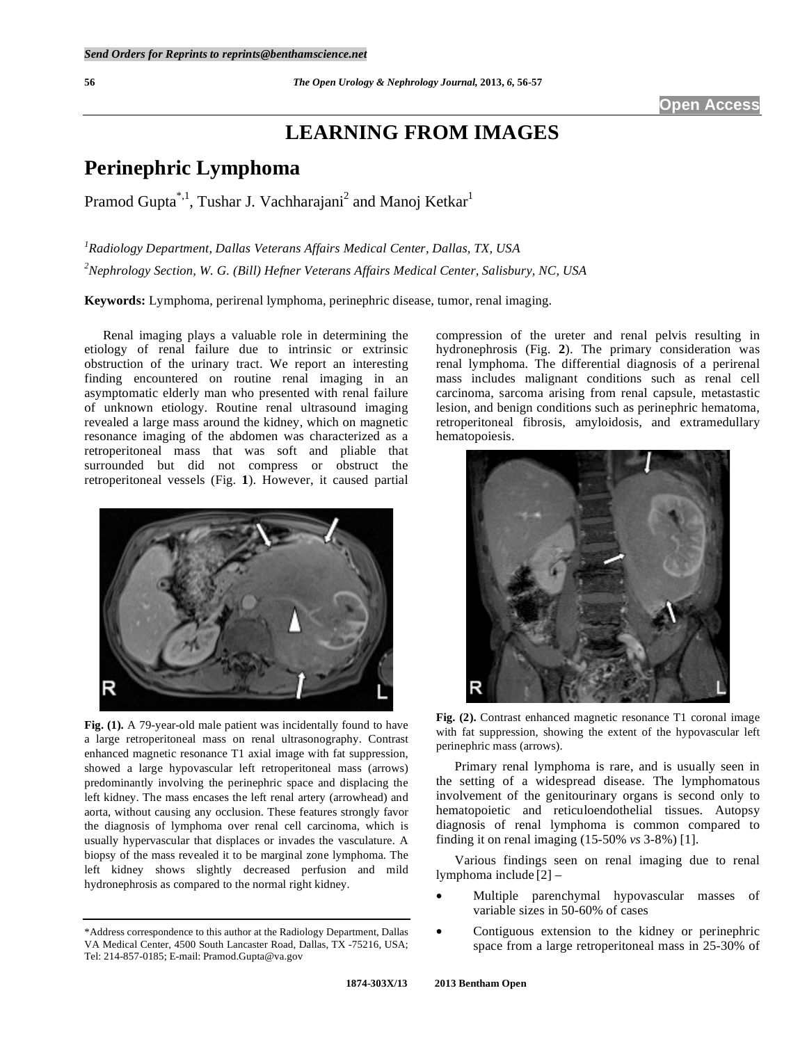# LEARNING FROM IMAGES

## Perinephric Lymphoma

Pramod Gupta[*,1], Tushar J. Vachharajani[2] and Manoj Ketkar[1]

[1]*Radiology Department, Dallas Veterans Affairs Medical Center, Dallas, TX, USA*

[2]*Nephrology Section, W. G. (Bill) Hefner Veterans Affairs Medical Center, Salisbury, NC, USA*

**Keywords:** Lymphoma, perirenal lymphoma, perinephric disease, tumor, renal imaging.

Renal imaging plays a valuable role in determining the etiology of renal failure due to intrinsic or extrinsic obstruction of the urinary tract. We report an interesting finding encountered on routine renal imaging in an asymptomatic elderly man who presented with renal failure of unknown etiology. Routine renal ultrasound imaging revealed a large mass around the kidney, which on magnetic resonance imaging of the abdomen was characterized as a retroperitoneal mass that was soft and pliable that surrounded but did not compress or obstruct the retroperitoneal vessels (Fig. **1**). However, it caused partial compression of the ureter and renal pelvis resulting in hydronephrosis (Fig. **2**). The primary consideration was renal lymphoma. The differential diagnosis of a perirenal mass includes malignant conditions such as renal cell carcinoma, sarcoma arising from renal capsule, metastastic lesion, and benign conditions such as perinephric hematoma, retroperitoneal fibrosis, amyloidosis, and extramedullary hematopoiesis.

**Fig. (1).** A 79-year-old male patient was incidentally found to have a large retroperitoneal mass on renal ultrasonography. Contrast enhanced magnetic resonance T1 axial image with fat suppression, showed a large hypovascular left retroperitoneal mass (arrows) predominantly involving the perinephric space and displacing the left kidney. The mass encases the left renal artery (arrowhead) and aorta, without causing any occlusion. These features strongly favor the diagnosis of lymphoma over renal cell carcinoma, which is usually hypervascular that displaces or invades the vasculature. A biopsy of the mass revealed it to be marginal zone lymphoma. The left kidney shows slightly decreased perfusion and mild hydronephrosis as compared to the normal right kidney.

**Fig. (2).** Contrast enhanced magnetic resonance T1 coronal image with fat suppression, showing the extent of the hypovascular left perinephric mass (arrows).

Primary renal lymphoma is rare, and is usually seen in the setting of a widespread disease. The lymphomatous involvement of the genitourinary organs is second only to hematopoietic and reticuloendothelial tissues. Autopsy diagnosis of renal lymphoma is common compared to finding it on renal imaging (15-50% *vs* 3-8%) [1].

Various findings seen on renal imaging due to renal lymphoma include [2] –

- Multiple parenchymal hypovascular masses of variable sizes in 50-60% of cases
- Contiguous extension to the kidney or perinephric space from a large retroperitoneal mass in 25-30% of

\*Address correspondence to this author at the Radiology Department, Dallas VA Medical Center, 4500 South Lancaster Road, Dallas, TX -75216, USA; Tel: 214-857-0185; E-mail: Pramod.Gupta@va.gov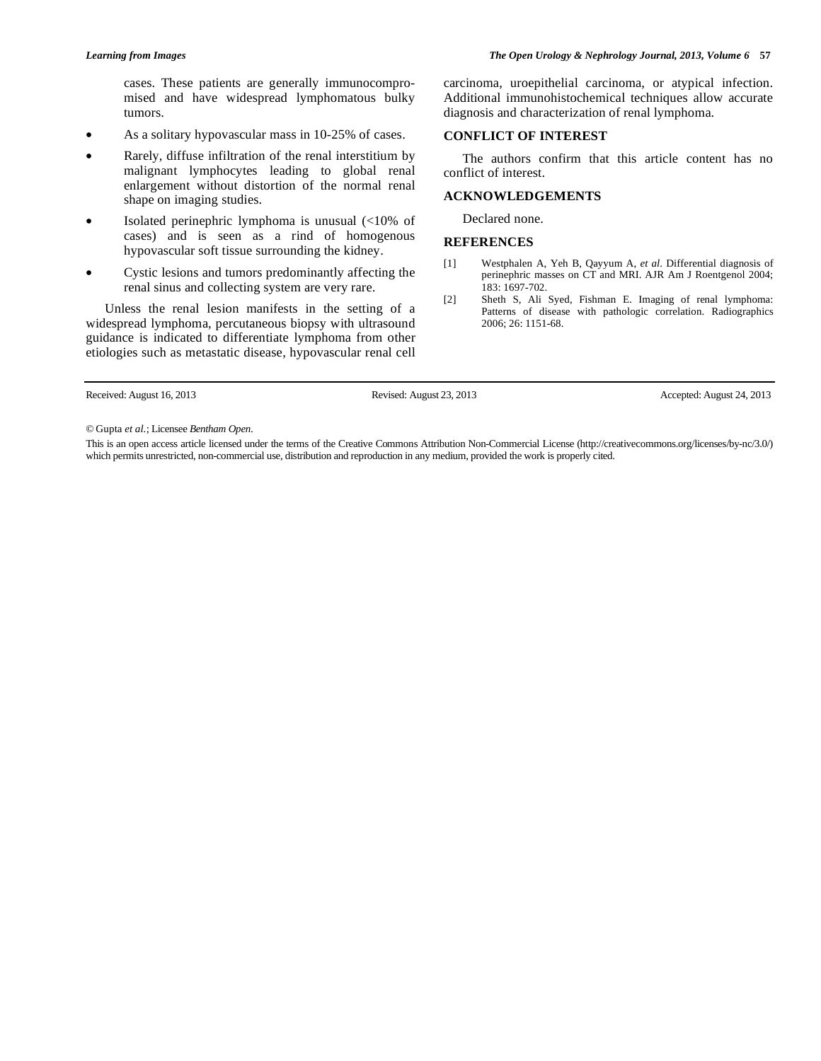cases. These patients are generally immunocompromised and have widespread lymphomatous bulky tumors.

- As a solitary hypovascular mass in 10-25% of cases.
- Rarely, diffuse infiltration of the renal interstitium by malignant lymphocytes leading to global renal enlargement without distortion of the normal renal shape on imaging studies.
- Isolated perinephric lymphoma is unusual (<10% of cases) and is seen as a rind of homogenous hypovascular soft tissue surrounding the kidney.
- Cystic lesions and tumors predominantly affecting the renal sinus and collecting system are very rare.

Unless the renal lesion manifests in the setting of a widespread lymphoma, percutaneous biopsy with ultrasound guidance is indicated to differentiate lymphoma from other etiologies such as metastatic disease, hypovascular renal cell carcinoma, uroepithelial carcinoma, or atypical infection. Additional immunohistochemical techniques allow accurate diagnosis and characterization of renal lymphoma.

## CONFLICT OF INTEREST

The authors confirm that this article content has no conflict of interest.

## ACKNOWLEDGEMENTS

Declared none.

## REFERENCES

[1] Westphalen A, Yeh B, Qayyum A, *et al*. Differential diagnosis of perinephric masses on CT and MRI. AJR Am J Roentgenol 2004; 183: 1697-702.

[2] Sheth S, Ali Syed, Fishman E. Imaging of renal lymphoma: Patterns of disease with pathologic correlation. Radiographics 2006; 26: 1151-68.

Received: August 16, 2013 Revised: August 23, 2013 Accepted: August 24, 2013

© Gupta *et al.*; Licensee *Bentham Open.*

This is an open access article licensed under the terms of the Creative Commons Attribution Non-Commercial License (http://creativecommons.org/licenses/by-nc/3.0/) which permits unrestricted, non-commercial use, distribution and reproduction in any medium, provided the work is properly cited.